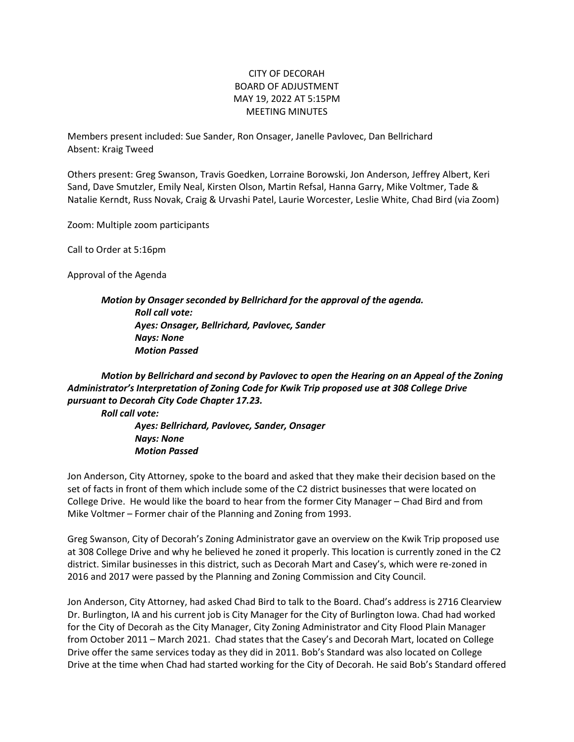CITY OF DECORAH
BOARD OF ADJUSTMENT
MAY 19, 2022 AT 5:15PM
MEETING MINUTES

Members present included: Sue Sander, Ron Onsager, Janelle Pavlovec, Dan Bellrichard
Absent: Kraig Tweed

Others present: Greg Swanson, Travis Goedken, Lorraine Borowski, Jon Anderson, Jeffrey Albert, Keri Sand, Dave Smutzler, Emily Neal, Kirsten Olson, Martin Refsal, Hanna Garry, Mike Voltmer, Tade & Natalie Kerndt, Russ Novak, Craig & Urvashi Patel, Laurie Worcester, Leslie White, Chad Bird (via Zoom)

Zoom: Multiple zoom participants

Call to Order at 5:16pm

Approval of the Agenda

> ***Motion by Onsager seconded by Bellrichard for the approval of the agenda.***
> ***Roll call vote:***
> ***Ayes: Onsager, Bellrichard, Pavlovec, Sander***
> ***Nays: None***
> ***Motion Passed***

***Motion by Bellrichard and second by Pavlovec to open the Hearing on an Appeal of the Zoning Administrator's Interpretation of Zoning Code for Kwik Trip proposed use at 308 College Drive pursuant to Decorah City Code Chapter 17.23.***

> ***Roll call vote:***
> ***Ayes: Bellrichard, Pavlovec, Sander, Onsager***
> ***Nays: None***
> ***Motion Passed***

Jon Anderson, City Attorney, spoke to the board and asked that they make their decision based on the set of facts in front of them which include some of the C2 district businesses that were located on College Drive. He would like the board to hear from the former City Manager – Chad Bird and from Mike Voltmer – Former chair of the Planning and Zoning from 1993.

Greg Swanson, City of Decorah's Zoning Administrator gave an overview on the Kwik Trip proposed use at 308 College Drive and why he believed he zoned it properly. This location is currently zoned in the C2 district. Similar businesses in this district, such as Decorah Mart and Casey's, which were re-zoned in 2016 and 2017 were passed by the Planning and Zoning Commission and City Council.

Jon Anderson, City Attorney, had asked Chad Bird to talk to the Board. Chad's address is 2716 Clearview Dr. Burlington, IA and his current job is City Manager for the City of Burlington Iowa. Chad had worked for the City of Decorah as the City Manager, City Zoning Administrator and City Flood Plain Manager from October 2011 – March 2021. Chad states that the Casey's and Decorah Mart, located on College Drive offer the same services today as they did in 2011. Bob's Standard was also located on College Drive at the time when Chad had started working for the City of Decorah. He said Bob's Standard offered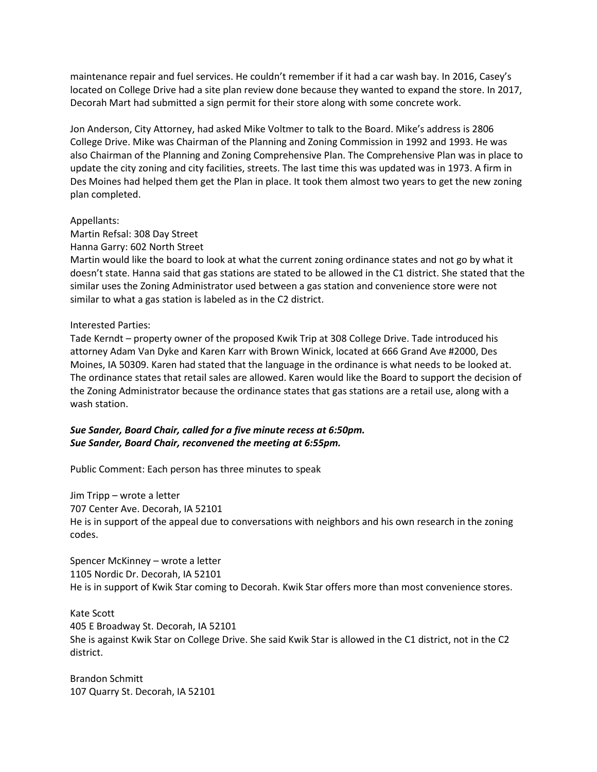maintenance repair and fuel services. He couldn't remember if it had a car wash bay. In 2016, Casey's located on College Drive had a site plan review done because they wanted to expand the store. In 2017, Decorah Mart had submitted a sign permit for their store along with some concrete work.

Jon Anderson, City Attorney, had asked Mike Voltmer to talk to the Board. Mike's address is 2806 College Drive. Mike was Chairman of the Planning and Zoning Commission in 1992 and 1993. He was also Chairman of the Planning and Zoning Comprehensive Plan. The Comprehensive Plan was in place to update the city zoning and city facilities, streets. The last time this was updated was in 1973. A firm in Des Moines had helped them get the Plan in place. It took them almost two years to get the new zoning plan completed.

Appellants:
Martin Refsal: 308 Day Street
Hanna Garry: 602 North Street
Martin would like the board to look at what the current zoning ordinance states and not go by what it doesn't state. Hanna said that gas stations are stated to be allowed in the C1 district. She stated that the similar uses the Zoning Administrator used between a gas station and convenience store were not similar to what a gas station is labeled as in the C2 district.

Interested Parties:
Tade Kerndt – property owner of the proposed Kwik Trip at 308 College Drive. Tade introduced his attorney Adam Van Dyke and Karen Karr with Brown Winick, located at 666 Grand Ave #2000, Des Moines, IA 50309. Karen had stated that the language in the ordinance is what needs to be looked at. The ordinance states that retail sales are allowed. Karen would like the Board to support the decision of the Zoning Administrator because the ordinance states that gas stations are a retail use, along with a wash station.

***Sue Sander, Board Chair, called for a five minute recess at 6:50pm.***
***Sue Sander, Board Chair, reconvened the meeting at 6:55pm.***

Public Comment: Each person has three minutes to speak

Jim Tripp – wrote a letter
707 Center Ave. Decorah, IA 52101
He is in support of the appeal due to conversations with neighbors and his own research in the zoning codes.

Spencer McKinney – wrote a letter
1105 Nordic Dr. Decorah, IA 52101
He is in support of Kwik Star coming to Decorah. Kwik Star offers more than most convenience stores.

Kate Scott
405 E Broadway St. Decorah, IA 52101
She is against Kwik Star on College Drive. She said Kwik Star is allowed in the C1 district, not in the C2 district.

Brandon Schmitt
107 Quarry St. Decorah, IA 52101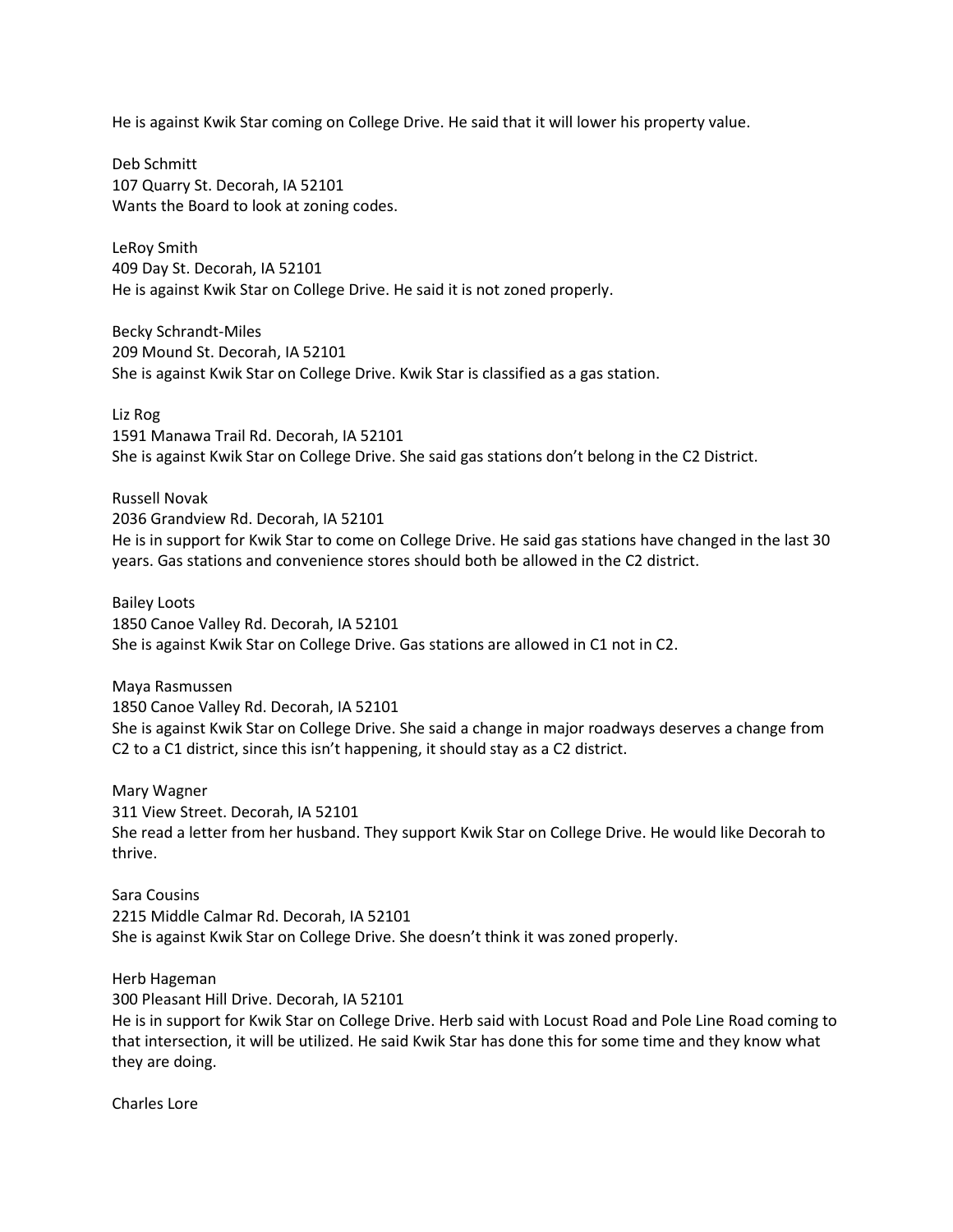He is against Kwik Star coming on College Drive. He said that it will lower his property value.

Deb Schmitt
107 Quarry St. Decorah, IA 52101
Wants the Board to look at zoning codes.

LeRoy Smith
409 Day St. Decorah, IA 52101
He is against Kwik Star on College Drive. He said it is not zoned properly.

Becky Schrandt-Miles
209 Mound St. Decorah, IA 52101
She is against Kwik Star on College Drive. Kwik Star is classified as a gas station.

Liz Rog
1591 Manawa Trail Rd. Decorah, IA 52101
She is against Kwik Star on College Drive. She said gas stations don't belong in the C2 District.

Russell Novak
2036 Grandview Rd. Decorah, IA 52101
He is in support for Kwik Star to come on College Drive. He said gas stations have changed in the last 30 years. Gas stations and convenience stores should both be allowed in the C2 district.

Bailey Loots
1850 Canoe Valley Rd. Decorah, IA 52101
She is against Kwik Star on College Drive. Gas stations are allowed in C1 not in C2.

Maya Rasmussen
1850 Canoe Valley Rd. Decorah, IA 52101
She is against Kwik Star on College Drive. She said a change in major roadways deserves a change from C2 to a C1 district, since this isn't happening, it should stay as a C2 district.

Mary Wagner
311 View Street. Decorah, IA 52101
She read a letter from her husband. They support Kwik Star on College Drive. He would like Decorah to thrive.

Sara Cousins
2215 Middle Calmar Rd. Decorah, IA 52101
She is against Kwik Star on College Drive. She doesn't think it was zoned properly.

Herb Hageman
300 Pleasant Hill Drive. Decorah, IA 52101
He is in support for Kwik Star on College Drive. Herb said with Locust Road and Pole Line Road coming to that intersection, it will be utilized. He said Kwik Star has done this for some time and they know what they are doing.

Charles Lore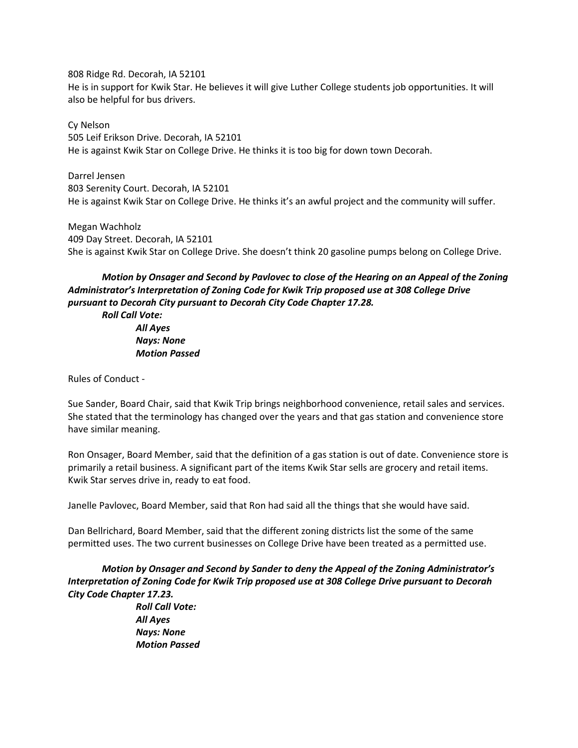808 Ridge Rd. Decorah, IA 52101
He is in support for Kwik Star. He believes it will give Luther College students job opportunities. It will also be helpful for bus drivers.

Cy Nelson
505 Leif Erikson Drive. Decorah, IA 52101
He is against Kwik Star on College Drive. He thinks it is too big for down town Decorah.

Darrel Jensen
803 Serenity Court. Decorah, IA 52101
He is against Kwik Star on College Drive. He thinks it's an awful project and the community will suffer.

Megan Wachholz
409 Day Street. Decorah, IA 52101
She is against Kwik Star on College Drive. She doesn't think 20 gasoline pumps belong on College Drive.

***Motion by Onsager and Second by Pavlovec to close of the Hearing on an Appeal of the Zoning Administrator's Interpretation of Zoning Code for Kwik Trip proposed use at 308 College Drive pursuant to Decorah City pursuant to Decorah City Code Chapter 17.28.***

***Roll Call Vote:***
***All Ayes***
***Nays: None***
***Motion Passed***

Rules of Conduct -

Sue Sander, Board Chair, said that Kwik Trip brings neighborhood convenience, retail sales and services. She stated that the terminology has changed over the years and that gas station and convenience store have similar meaning.

Ron Onsager, Board Member, said that the definition of a gas station is out of date. Convenience store is primarily a retail business. A significant part of the items Kwik Star sells are grocery and retail items. Kwik Star serves drive in, ready to eat food.

Janelle Pavlovec, Board Member, said that Ron had said all the things that she would have said.

Dan Bellrichard, Board Member, said that the different zoning districts list the some of the same permitted uses. The two current businesses on College Drive have been treated as a permitted use.

***Motion by Onsager and Second by Sander to deny the Appeal of the Zoning Administrator's Interpretation of Zoning Code for Kwik Trip proposed use at 308 College Drive pursuant to Decorah City Code Chapter 17.23.***

***Roll Call Vote:***
***All Ayes***
***Nays: None***
***Motion Passed***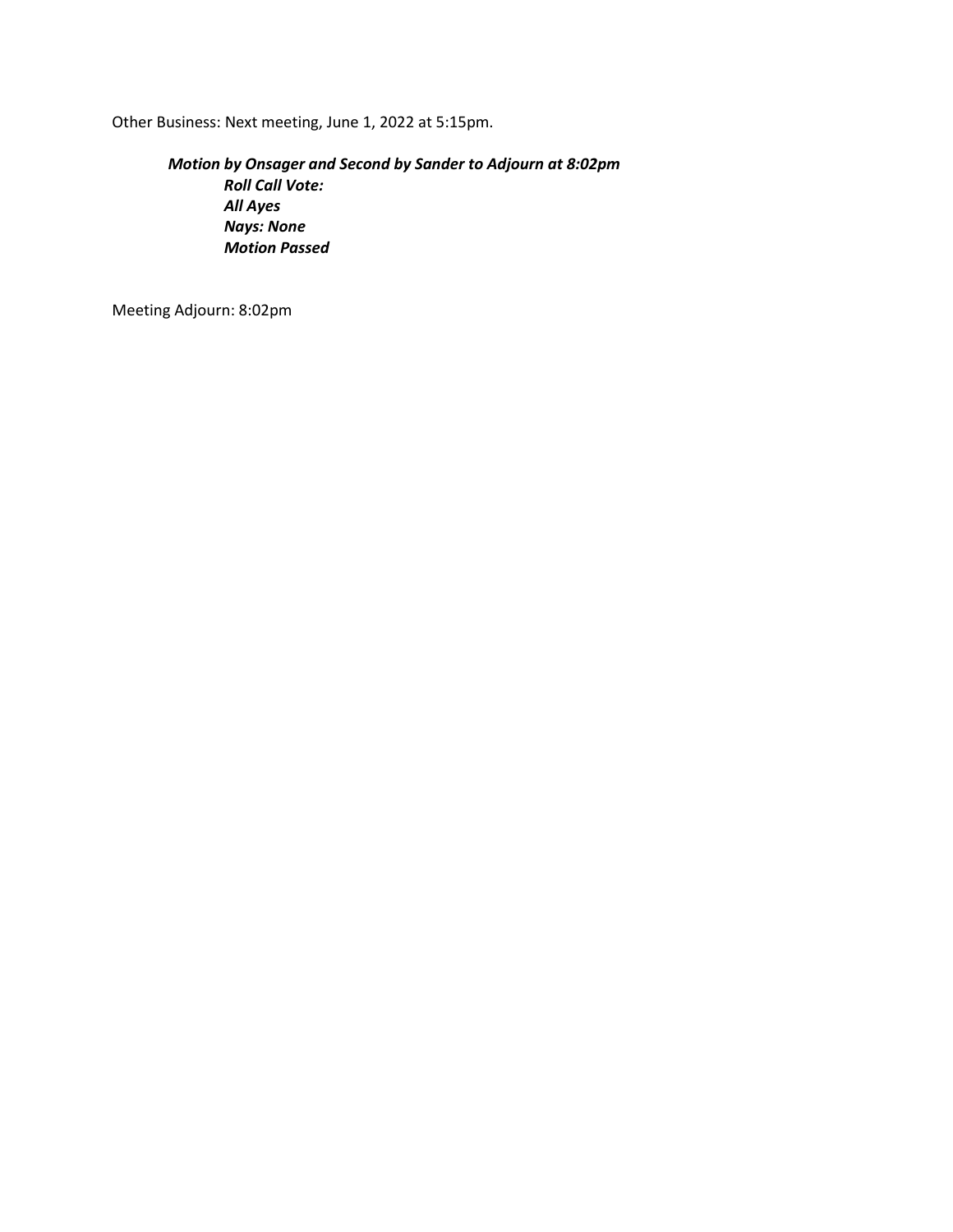Other Business: Next meeting, June 1, 2022 at 5:15pm.

***Motion by Onsager and Second by Sander to Adjourn at 8:02pm***
***Roll Call Vote:***
***All Ayes***
***Nays: None***
***Motion Passed***

Meeting Adjourn: 8:02pm